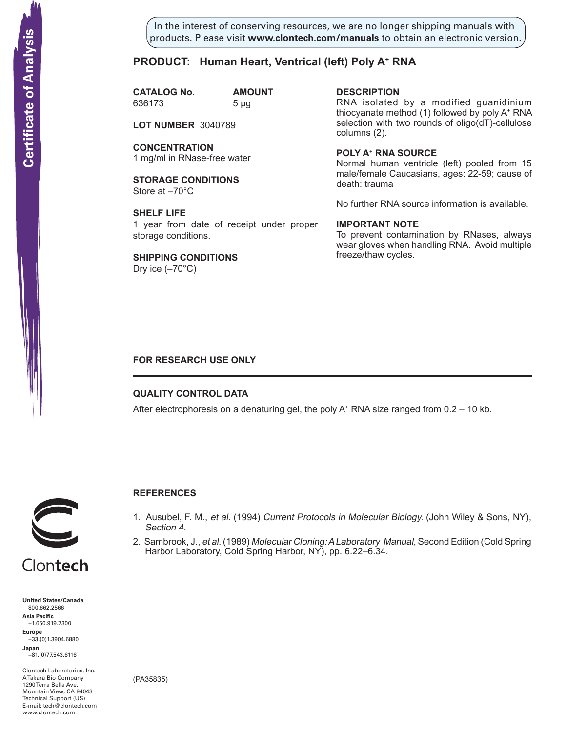Certificate of Analysis

In the interest of conserving resources, we are no longer shipping manuals with products. Please visit **www.clontech.com/manuals** to obtain an electronic version.

# PRODUCT: Human Heart, Ventrical (left) Poly A+ RNA

**CATALOG No.** 636173

**AMOUNT** 5 µg

**LOT NUMBER** 3040789

**CONCENTRATION**
1 mg/ml in RNase-free water

**STORAGE CONDITIONS**
Store at –70°C

**SHELF LIFE**
1 year from date of receipt under proper storage conditions.

**SHIPPING CONDITIONS**
Dry ice (–70°C)

**DESCRIPTION**
RNA isolated by a modified guanidinium thiocyanate method (1) followed by poly A+ RNA selection with two rounds of oligo(dT)-cellulose columns (2).

**POLY A+ RNA SOURCE**
Normal human ventricle (left) pooled from 15 male/female Caucasians, ages: 22-59; cause of death: trauma

No further RNA source information is available.

**IMPORTANT NOTE**
To prevent contamination by RNases, always wear gloves when handling RNA. Avoid multiple freeze/thaw cycles.

**FOR RESEARCH USE ONLY**

## QUALITY CONTROL DATA

After electrophoresis on a denaturing gel, the poly A+ RNA size ranged from 0.2 – 10 kb.

## REFERENCES

1. Ausubel, F. M., *et al.* (1994) *Current Protocols in Molecular Biology.* (John Wiley & Sons, NY), *Section 4.*
2. Sambrook, J., *et al.* (1989) *Molecular Cloning: A Laboratory Manual*, Second Edition (Cold Spring Harbor Laboratory, Cold Spring Harbor, NY), pp. 6.22–6.34.

Clontech

**United States/Canada**
800.662.2566
**Asia Pacific**
+1.650.919.7300
**Europe**
+33.(0)1.3904.6880
**Japan**
+81.(0)77.543.6116

Clontech Laboratories, Inc.
A Takara Bio Company
1290 Terra Bella Ave.
Mountain View, CA 94043
Technical Support (US)
E-mail: tech@clontech.com
www.clontech.com

(PA35835)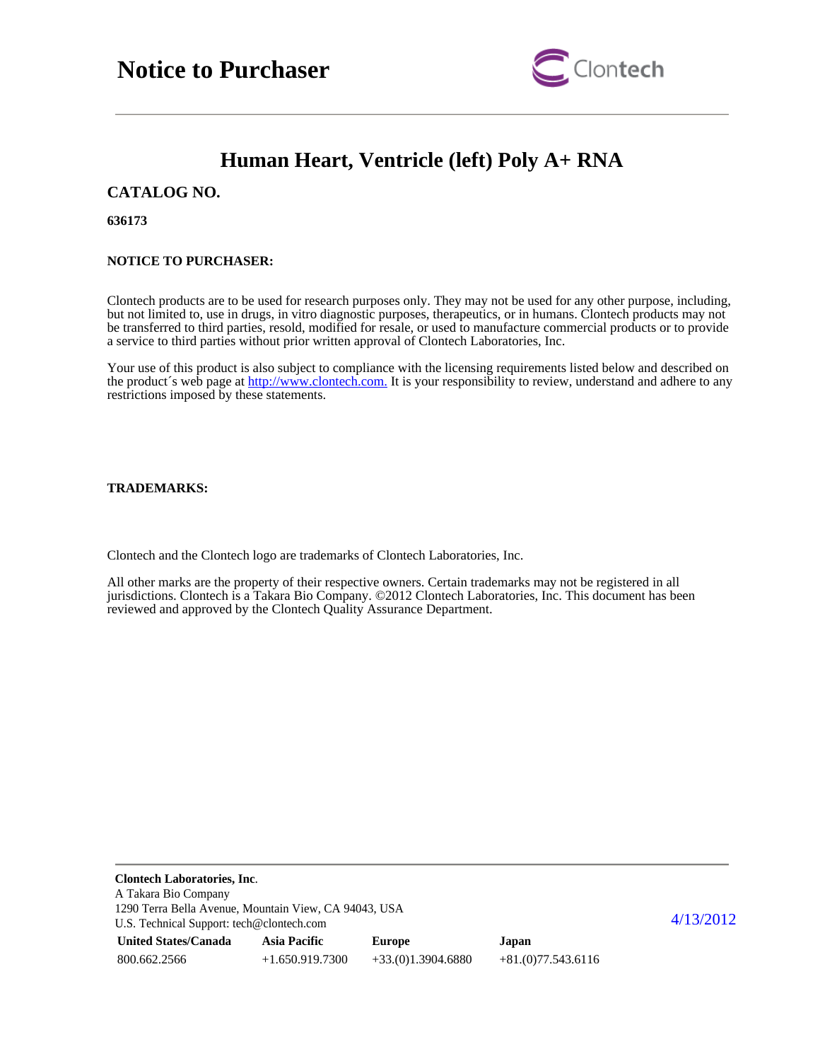# Notice to Purchaser

## Human Heart, Ventricle (left) Poly A+ RNA

### CATALOG NO.

**636173**

**NOTICE TO PURCHASER:**

Clontech products are to be used for research purposes only. They may not be used for any other purpose, including, but not limited to, use in drugs, in vitro diagnostic purposes, therapeutics, or in humans. Clontech products may not be transferred to third parties, resold, modified for resale, or used to manufacture commercial products or to provide a service to third parties without prior written approval of Clontech Laboratories, Inc.

Your use of this product is also subject to compliance with the licensing requirements listed below and described on the product´s web page at http://www.clontech.com. It is your responsibility to review, understand and adhere to any restrictions imposed by these statements.

**TRADEMARKS:**

Clontech and the Clontech logo are trademarks of Clontech Laboratories, Inc.

All other marks are the property of their respective owners. Certain trademarks may not be registered in all jurisdictions. Clontech is a Takara Bio Company. ©2012 Clontech Laboratories, Inc. This document has been reviewed and approved by the Clontech Quality Assurance Department.

**Clontech Laboratories, Inc**.
A Takara Bio Company
1290 Terra Bella Avenue, Mountain View, CA 94043, USA
U.S. Technical Support: tech@clontech.com

| United States/Canada | Asia Pacific | Europe | Japan |
|---|---|---|---|
| 800.662.2566 | +1.650.919.7300 | +33.(0)1.3904.6880 | +81.(0)77.543.6116 |

4/13/2012